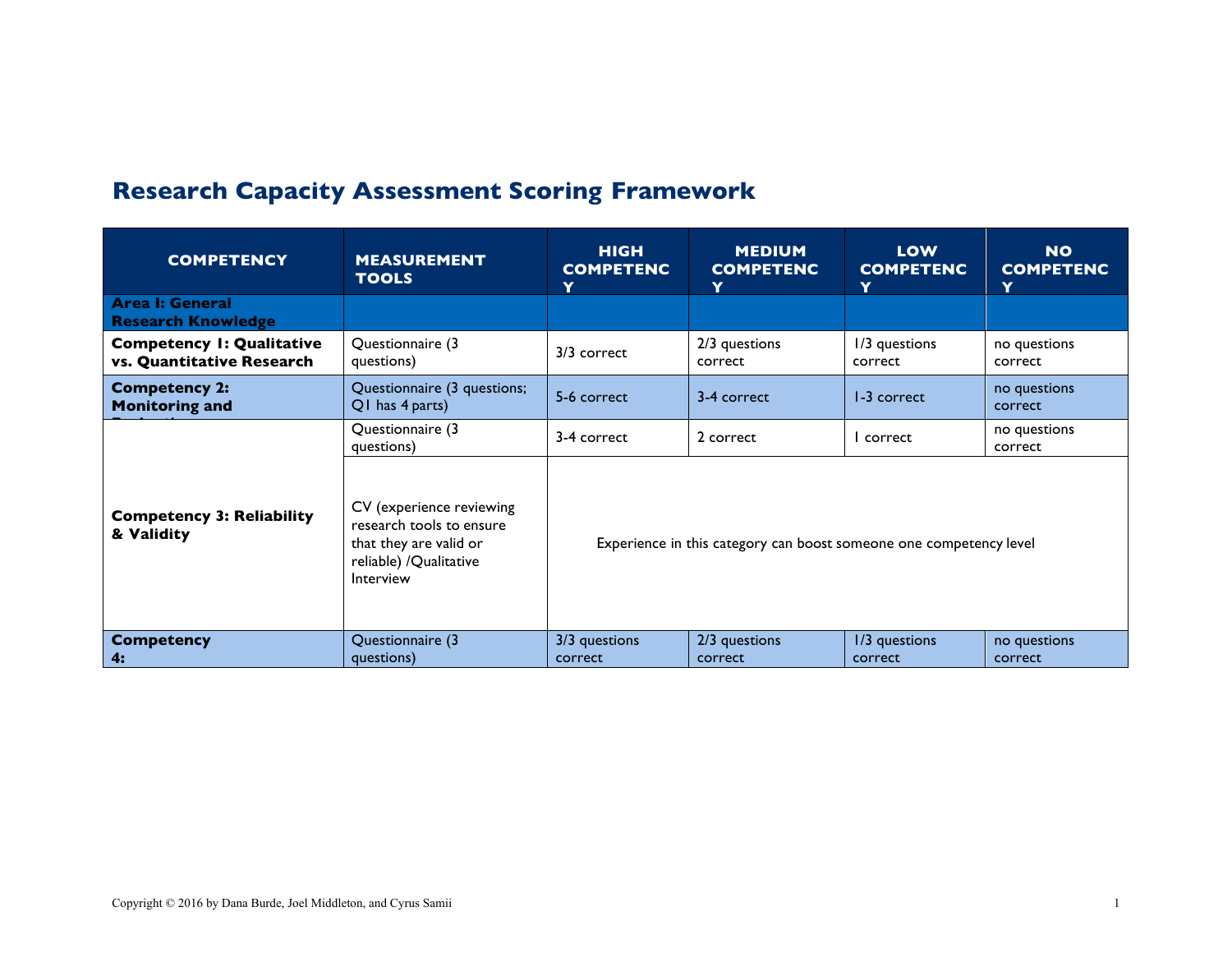# Research Capacity Assessment Scoring Framework

| COMPETENCY | MEASUREMENT TOOLS | HIGH COMPETENCY | MEDIUM COMPETENCY | LOW COMPETENCY | NO COMPETENCY |
|---|---|---|---|---|---|
| **Area I: General Research Knowledge** | | | | | |
| **Competency 1: Qualitative vs. Quantitative Research** | Questionnaire (3 questions) | 3/3 correct | 2/3 questions correct | 1/3 questions correct | no questions correct |
| **Competency 2: Monitoring and** | Questionnaire (3 questions; Q1 has 4 parts) | 5-6 correct | 3-4 correct | 1-3 correct | no questions correct |
| **Competency 3: Reliability & Validity** | Questionnaire (3 questions) | 3-4 correct | 2 correct | 1 correct | no questions correct |
| | CV (experience reviewing research tools to ensure that they are valid or reliable) /Qualitative Interview | Experience in this category can boost someone one competency level | | | |
| **Competency 4:** | Questionnaire (3 questions) | 3/3 questions correct | 2/3 questions correct | 1/3 questions correct | no questions correct |

Copyright © 2016 by Dana Burde, Joel Middleton, and Cyrus Samii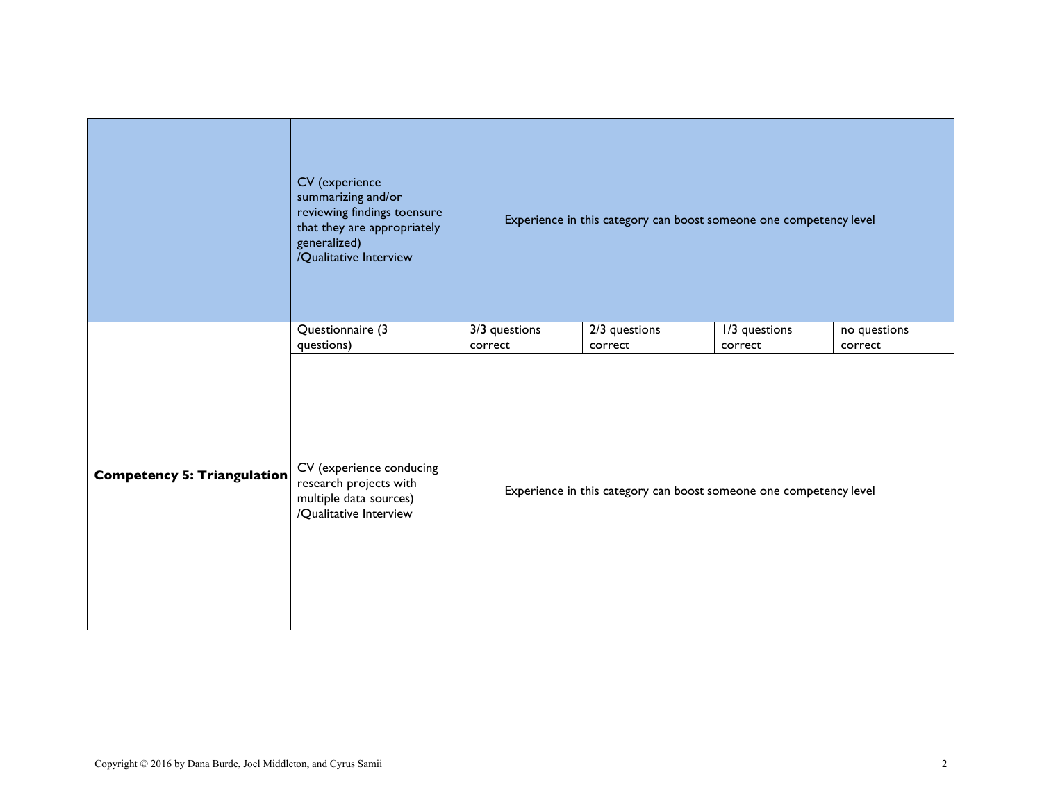| | | | | | |
|---|---|---|---|---|---|
| | CV (experience summarizing and/or reviewing findings toensure that they are appropriately generalized) /Qualitative Interview | Experience in this category can boost someone one competency level | | | |
| **Competency 5: Triangulation** | Questionnaire (3 questions) | 3/3 questions correct | 2/3 questions correct | 1/3 questions correct | no questions correct |
| | CV (experience conducing research projects with multiple data sources) /Qualitative Interview | Experience in this category can boost someone one competency level | | | |

Copyright © 2016 by Dana Burde, Joel Middleton, and Cyrus Samii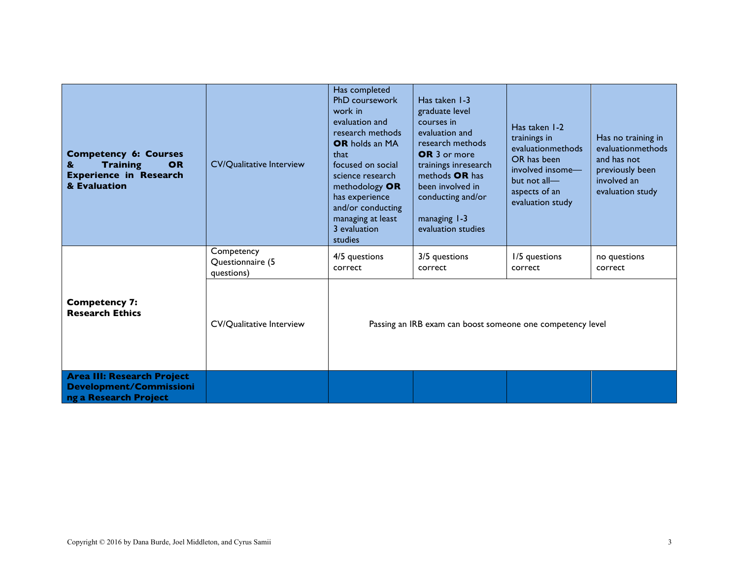| **Competency 6: Courses & Training OR Experience in Research & Evaluation** | CV/Qualitative Interview | Has completed PhD coursework work in evaluation and research methods **OR** holds an MA that focused on social science research methodology **OR** has experience and/or conducting managing at least 3 evaluation studies | Has taken 1-3 graduate level courses in evaluation and research methods **OR** 3 or more trainings inresearch methods **OR** has been involved in conducting and/or managing 1-3 evaluation studies | Has taken 1-2 trainings in evaluationmethods OR has been involved insome—but not all—aspects of an evaluation study | Has no training in evaluationmethods and has not previously been involved an evaluation study |
|---|---|---|---|---|---|
| **Competency 7: Research Ethics** | Competency Questionnaire (5 questions) | 4/5 questions correct | 3/5 questions correct | 1/5 questions correct | no questions correct |
| | CV/Qualitative Interview | Passing an IRB exam can boost someone one competency level | | | |
| **Area III: Research Project Development/Commissioning a Research Project** | | | | | |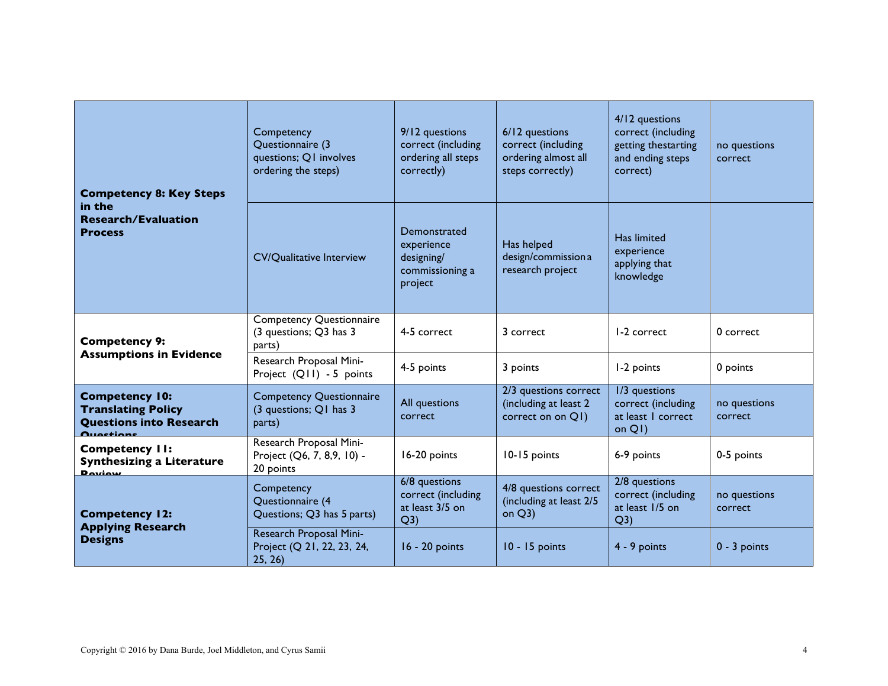| | | | | | |
|---|---|---|---|---|---|
| **Competency 8: Key Steps in the Research/Evaluation Process** | Competency Questionnaire (3 questions; Q1 involves ordering the steps) | 9/12 questions correct (including ordering all steps correctly) | 6/12 questions correct (including ordering almost all steps correctly) | 4/12 questions correct (including getting thestarting and ending steps correct) | no questions correct |
| | CV/Qualitative Interview | Demonstrated experience designing/ commissioning a project | Has helped design/commissiona research project | Has limited experience applying that knowledge | |
| **Competency 9: Assumptions in Evidence** | Competency Questionnaire (3 questions; Q3 has 3 parts) | 4-5 correct | 3 correct | 1-2 correct | 0 correct |
| | Research Proposal Mini-Project (Q11) - 5 points | 4-5 points | 3 points | 1-2 points | 0 points |
| **Competency 10: Translating Policy Questions into Research Questions** | Competency Questionnaire (3 questions; Q1 has 3 parts) | All questions correct | 2/3 questions correct (including at least 2 correct on on Q1) | 1/3 questions correct (including at least 1 correct on Q1) | no questions correct |
| **Competency 11: Synthesizing a Literature Review** | Research Proposal Mini-Project (Q6, 7, 8,9, 10) - 20 points | 16-20 points | 10-15 points | 6-9 points | 0-5 points |
| **Competency 12: Applying Research Designs** | Competency Questionnaire (4 Questions; Q3 has 5 parts) | 6/8 questions correct (including at least 3/5 on Q3) | 4/8 questions correct (including at least 2/5 on Q3) | 2/8 questions correct (including at least 1/5 on Q3) | no questions correct |
| | Research Proposal Mini-Project (Q 21, 22, 23, 24, 25, 26) | 16 - 20 points | 10 - 15 points | 4 - 9 points | 0 - 3 points |

Copyright © 2016 by Dana Burde, Joel Middleton, and Cyrus Samii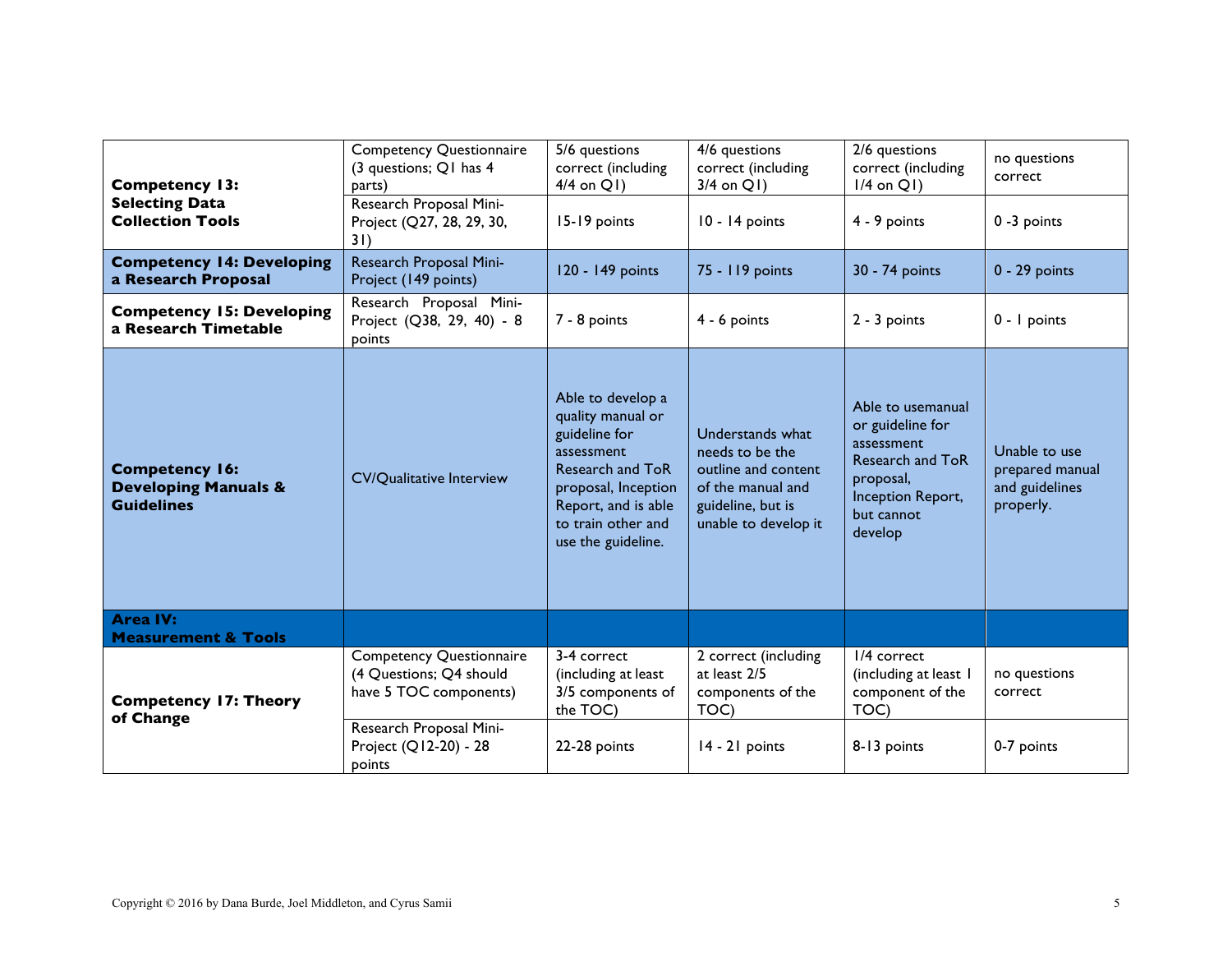| | | | | | |
|---|---|---|---|---|---|
| **Competency 13: Selecting Data Collection Tools** | Competency Questionnaire (3 questions; Q1 has 4 parts) | 5/6 questions correct (including 4/4 on Q1) | 4/6 questions correct (including 3/4 on Q1) | 2/6 questions correct (including 1/4 on Q1) | no questions correct |
| | Research Proposal Mini-Project (Q27, 28, 29, 30, 31) | 15-19 points | 10 - 14 points | 4 - 9 points | 0 -3 points |
| **Competency 14: Developing a Research Proposal** | Research Proposal Mini-Project (149 points) | 120 - 149 points | 75 - 119 points | 30 - 74 points | 0 - 29 points |
| **Competency 15: Developing a Research Timetable** | Research Proposal Mini-Project (Q38, 29, 40) - 8 points | 7 - 8 points | 4 - 6 points | 2 - 3 points | 0 - 1 points |
| **Competency 16: Developing Manuals & Guidelines** | CV/Qualitative Interview | Able to develop a quality manual or guideline for assessment Research and ToR proposal, Inception Report, and is able to train other and use the guideline. | Understands what needs to be the outline and content of the manual and guideline, but is unable to develop it | Able to usemanual or guideline for assessment Research and ToR proposal, Inception Report, but cannot develop | Unable to use prepared manual and guidelines properly. |
| **Area IV: Measurement & Tools** | | | | | |
| **Competency 17: Theory of Change** | Competency Questionnaire (4 Questions; Q4 should have 5 TOC components) | 3-4 correct (including at least 3/5 components of the TOC) | 2 correct (including at least 2/5 components of the TOC) | 1/4 correct (including at least 1 component of the TOC) | no questions correct |
| | Research Proposal Mini-Project (Q12-20) - 28 points | 22-28 points | 14 - 21 points | 8-13 points | 0-7 points |

Copyright © 2016 by Dana Burde, Joel Middleton, and Cyrus Samii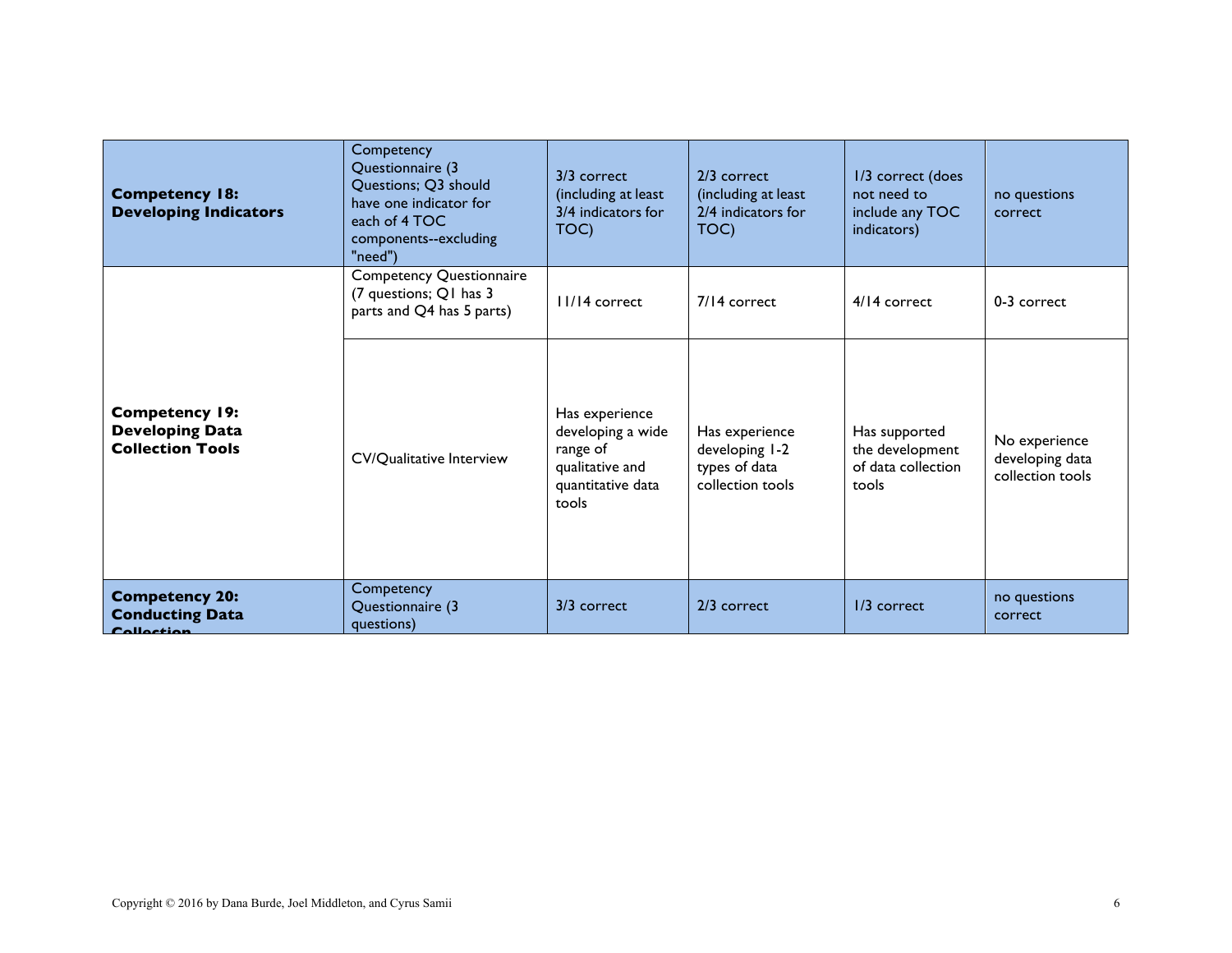| | | | | | |
|---|---|---|---|---|---|
| **Competency 18: Developing Indicators** | Competency Questionnaire (3 Questions; Q3 should have one indicator for each of 4 TOC components--excluding "need") | 3/3 correct (including at least 3/4 indicators for TOC) | 2/3 correct (including at least 2/4 indicators for TOC) | 1/3 correct (does not need to include any TOC indicators) | no questions correct |
| **Competency 19: Developing Data Collection Tools** | Competency Questionnaire (7 questions; Q1 has 3 parts and Q4 has 5 parts) | 11/14 correct | 7/14 correct | 4/14 correct | 0-3 correct |
| | CV/Qualitative Interview | Has experience developing a wide range of qualitative and quantitative data tools | Has experience developing 1-2 types of data collection tools | Has supported the development of data collection tools | No experience developing data collection tools |
| **Competency 20: Conducting Data Collection** | Competency Questionnaire (3 questions) | 3/3 correct | 2/3 correct | 1/3 correct | no questions correct |

Copyright © 2016 by Dana Burde, Joel Middleton, and Cyrus Samii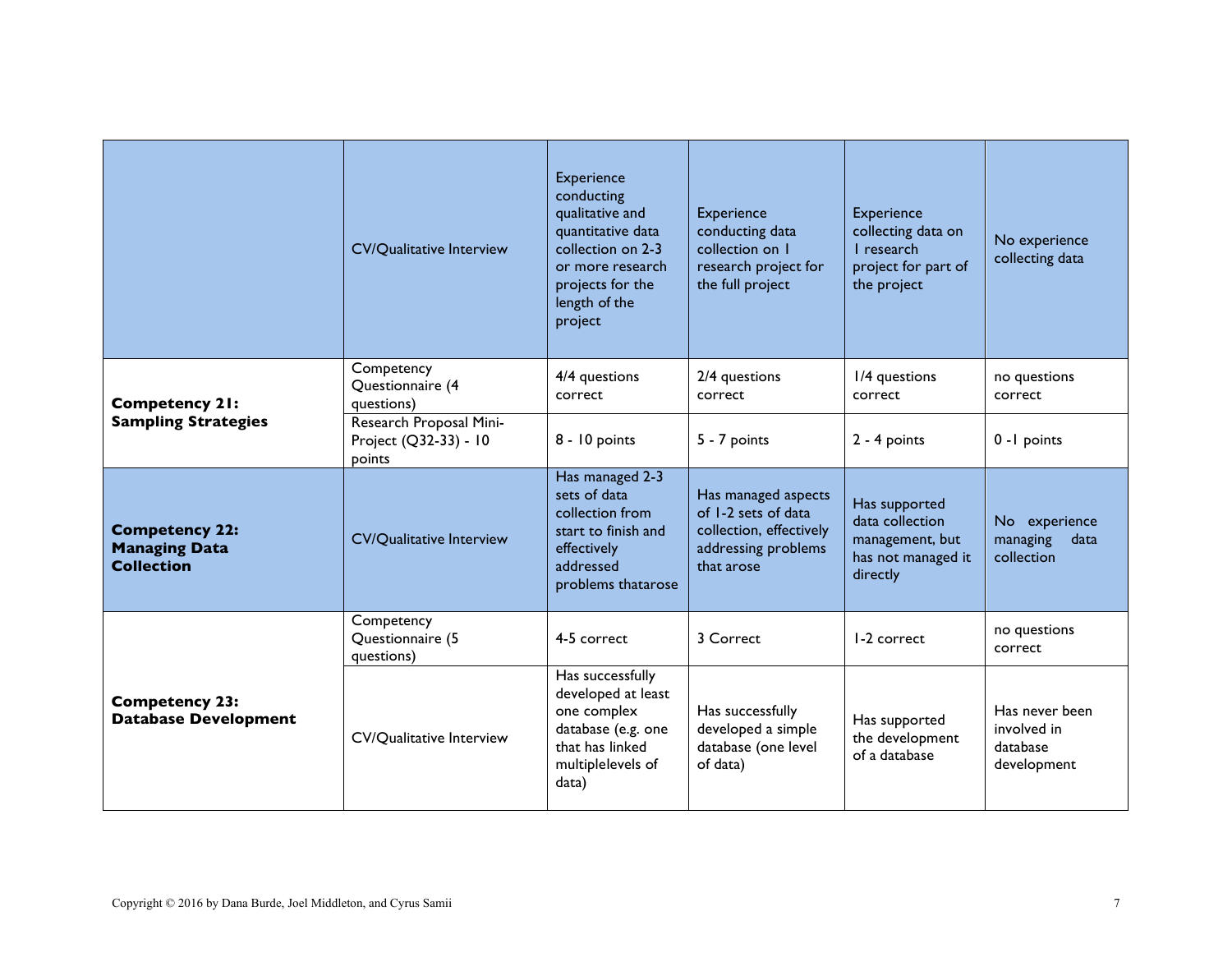| | | | | | |
|---|---|---|---|---|---|
| | CV/Qualitative Interview | Experience conducting qualitative and quantitative data collection on 2-3 or more research projects for the length of the project | Experience conducting data collection on 1 research project for the full project | Experience collecting data on 1 research project for part of the project | No experience collecting data |
| **Competency 21: Sampling Strategies** | Competency Questionnaire (4 questions) | 4/4 questions correct | 2/4 questions correct | 1/4 questions correct | no questions correct |
| | Research Proposal Mini-Project (Q32-33) - 10 points | 8 - 10 points | 5 - 7 points | 2 - 4 points | 0 -1 points |
| **Competency 22: Managing Data Collection** | CV/Qualitative Interview | Has managed 2-3 sets of data collection from start to finish and effectively addressed problems thatarose | Has managed aspects of 1-2 sets of data collection, effectively addressing problems that arose | Has supported data collection management, but has not managed it directly | No experience managing data collection |
| **Competency 23: Database Development** | Competency Questionnaire (5 questions) | 4-5 correct | 3 Correct | 1-2 correct | no questions correct |
| | CV/Qualitative Interview | Has successfully developed at least one complex database (e.g. one that has linked multiplelevels of data) | Has successfully developed a simple database (one level of data) | Has supported the development of a database | Has never been involved in database development |

Copyright © 2016 by Dana Burde, Joel Middleton, and Cyrus Samii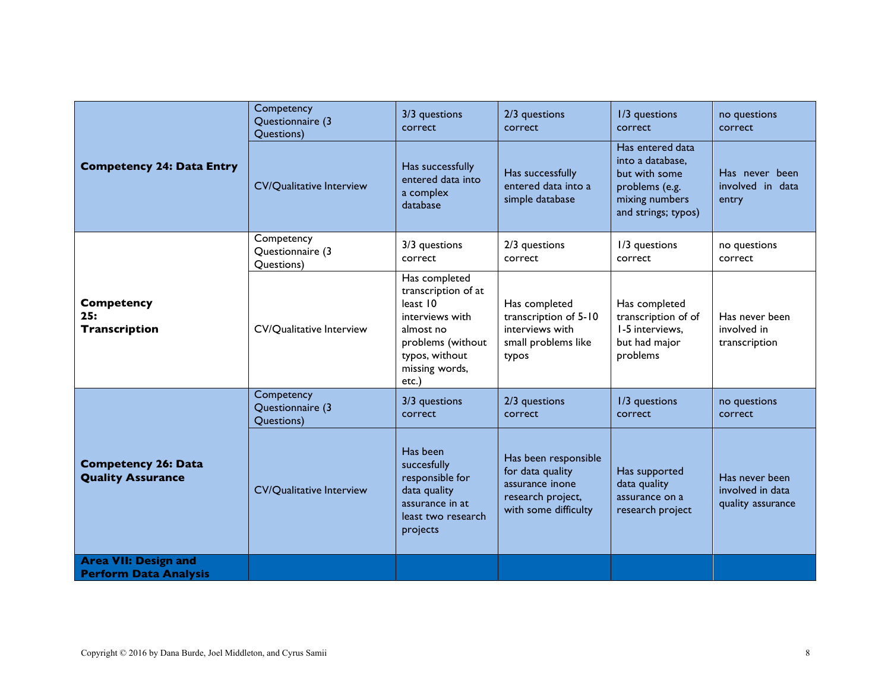| | | | | | |
|---|---|---|---|---|---|
| **Competency 24: Data Entry** | Competency Questionnaire (3 Questions) | 3/3 questions correct | 2/3 questions correct | 1/3 questions correct | no questions correct |
| | CV/Qualitative Interview | Has successfully entered data into a complex database | Has successfully entered data into a simple database | Has entered data into a database, but with some problems (e.g. mixing numbers and strings; typos) | Has never been involved in data entry |
| **Competency 25: Transcription** | Competency Questionnaire (3 Questions) | 3/3 questions correct | 2/3 questions correct | 1/3 questions correct | no questions correct |
| | CV/Qualitative Interview | Has completed transcription of at least 10 interviews with almost no problems (without typos, without missing words, etc.) | Has completed transcription of 5-10 interviews with small problems like typos | Has completed transcription of of 1-5 interviews, but had major problems | Has never been involved in transcription |
| **Competency 26: Data Quality Assurance** | Competency Questionnaire (3 Questions) | 3/3 questions correct | 2/3 questions correct | 1/3 questions correct | no questions correct |
| | CV/Qualitative Interview | Has been succesfully responsible for data quality assurance in at least two research projects | Has been responsible for data quality assurance inone research project, with some difficulty | Has supported data quality assurance on a research project | Has never been involved in data quality assurance |
| **Area VII: Design and Perform Data Analysis** | | | | | |

Copyright © 2016 by Dana Burde, Joel Middleton, and Cyrus Samii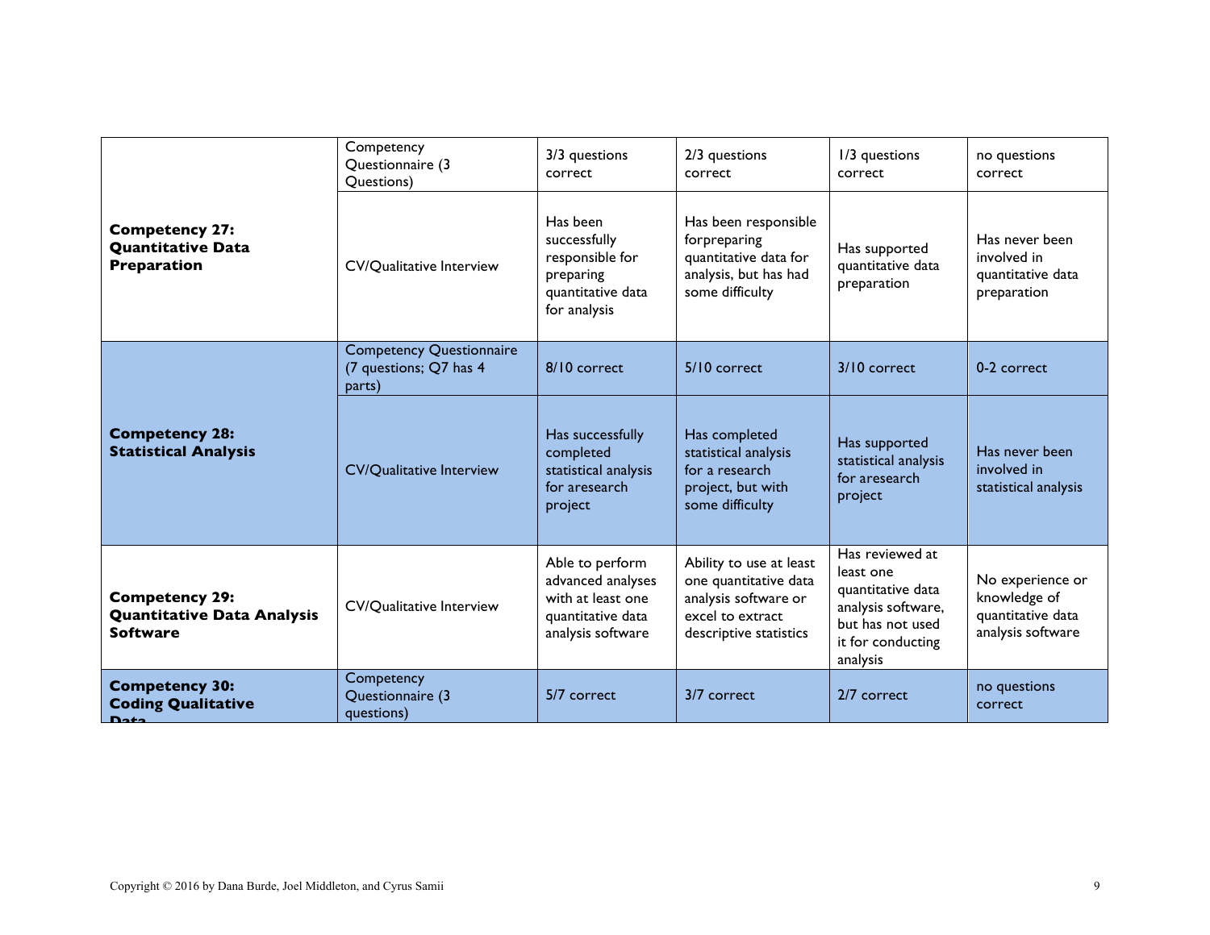| | | | | | |
|---|---|---|---|---|---|
| **Competency 27: Quantitative Data Preparation** | Competency Questionnaire (3 Questions) | 3/3 questions correct | 2/3 questions correct | 1/3 questions correct | no questions correct |
| | CV/Qualitative Interview | Has been successfully responsible for preparing quantitative data for analysis | Has been responsible forpreparing quantitative data for analysis, but has had some difficulty | Has supported quantitative data preparation | Has never been involved in quantitative data preparation |
| **Competency 28: Statistical Analysis** | Competency Questionnaire (7 questions; Q7 has 4 parts) | 8/10 correct | 5/10 correct | 3/10 correct | 0-2 correct |
| | CV/Qualitative Interview | Has successfully completed statistical analysis for aresearch project | Has completed statistical analysis for a research project, but with some difficulty | Has supported statistical analysis for aresearch project | Has never been involved in statistical analysis |
| **Competency 29: Quantitative Data Analysis Software** | CV/Qualitative Interview | Able to perform advanced analyses with at least one quantitative data analysis software | Ability to use at least one quantitative data analysis software or excel to extract descriptive statistics | Has reviewed at least one quantitative data analysis software, but has not used it for conducting analysis | No experience or knowledge of quantitative data analysis software |
| **Competency 30: Coding Qualitative Data** | Competency Questionnaire (3 questions) | 5/7 correct | 3/7 correct | 2/7 correct | no questions correct |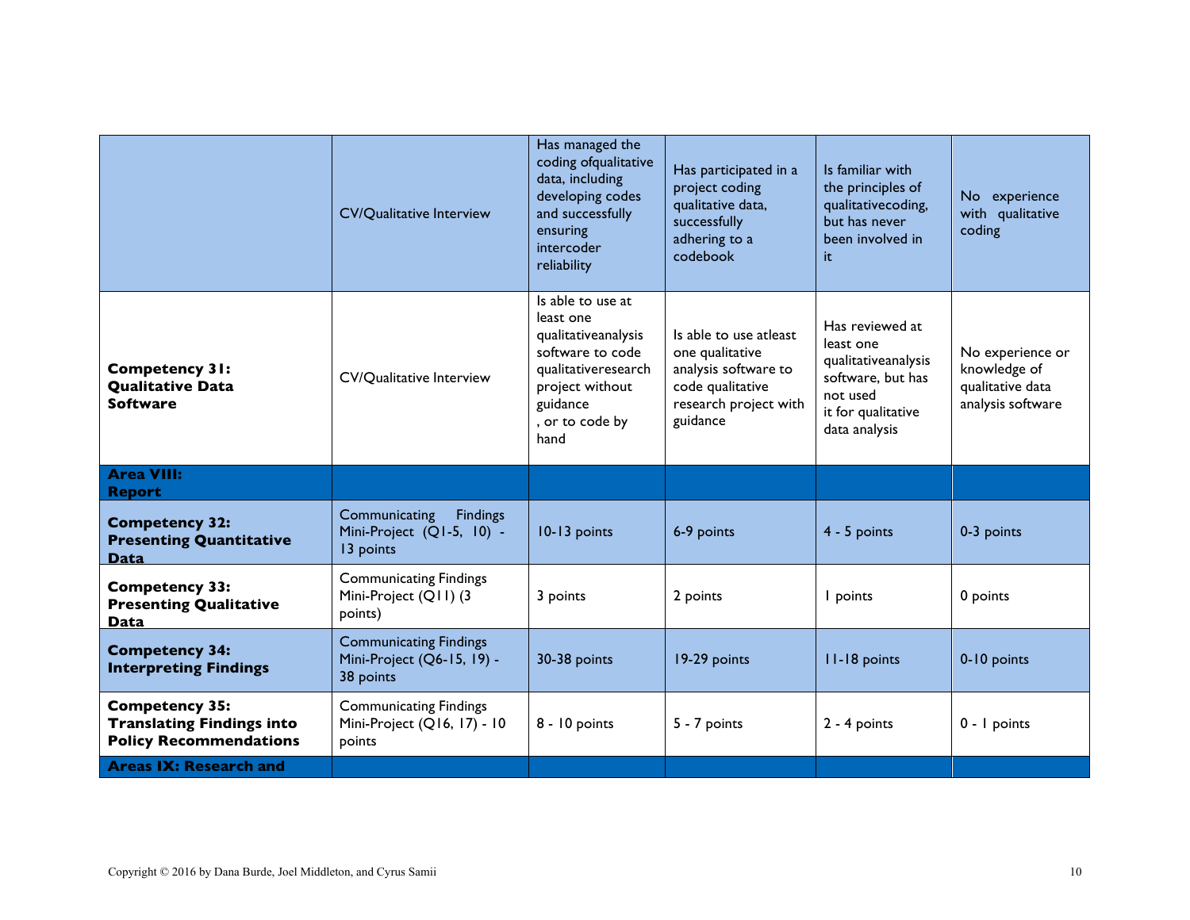| | | | | | |
|---|---|---|---|---|---|
| | CV/Qualitative Interview | Has managed the coding ofqualitative data, including developing codes and successfully ensuring intercoder reliability | Has participated in a project coding qualitative data, successfully adhering to a codebook | Is familiar with the principles of qualitativecoding, but has never been involved in it | No experience with qualitative coding |
| **Competency 31: Qualitative Data Software** | CV/Qualitative Interview | Is able to use at least one qualitativeanalysis software to code qualitativeresearch project without guidance , or to code by hand | Is able to use atleast one qualitative analysis software to code qualitative research project with guidance | Has reviewed at least one qualitativeanalysis software, but has not used it for qualitative data analysis | No experience or knowledge of qualitative data analysis software |
| **Area VIII: Report** | | | | | |
| **Competency 32: Presenting Quantitative Data** | Communicating Findings Mini-Project (Q1-5, 10) - 13 points | 10-13 points | 6-9 points | 4 - 5 points | 0-3 points |
| **Competency 33: Presenting Qualitative Data** | Communicating Findings Mini-Project (Q11) (3 points) | 3 points | 2 points | 1 points | 0 points |
| **Competency 34: Interpreting Findings** | Communicating Findings Mini-Project (Q6-15, 19) - 38 points | 30-38 points | 19-29 points | 11-18 points | 0-10 points |
| **Competency 35: Translating Findings into Policy Recommendations** | Communicating Findings Mini-Project (Q16, 17) - 10 points | 8 - 10 points | 5 - 7 points | 2 - 4 points | 0 - 1 points |
| **Areas IX: Research and** | | | | | |

Copyright © 2016 by Dana Burde, Joel Middleton, and Cyrus Samii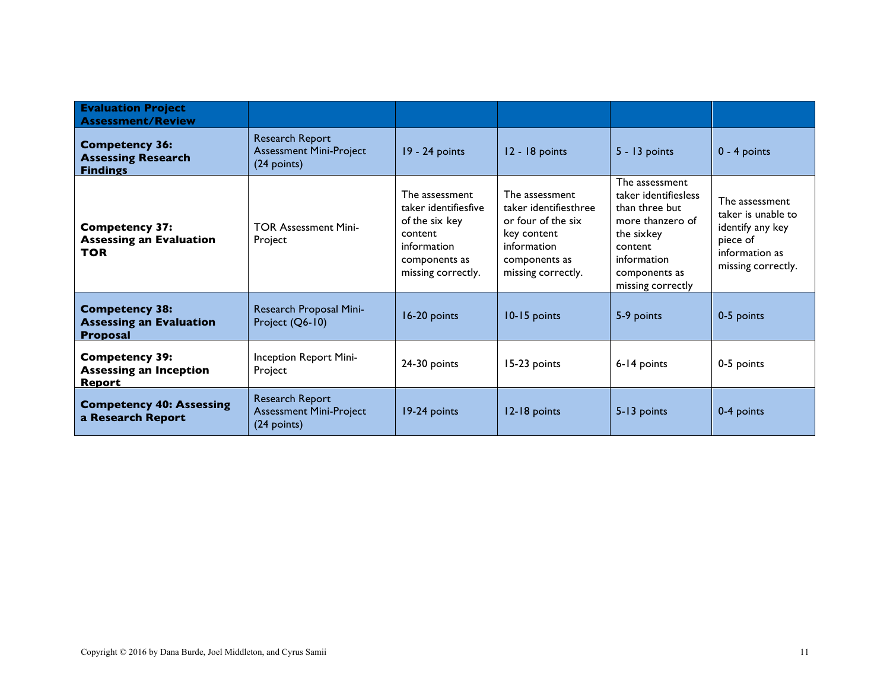| **Evaluation Project Assessment/Review** | | | | | |
|---|---|---|---|---|---|
| **Competency 36: Assessing Research Findings** | Research Report Assessment Mini-Project (24 points) | 19 - 24 points | 12 - 18 points | 5 - 13 points | 0 - 4 points |
| **Competency 37: Assessing an Evaluation TOR** | TOR Assessment Mini-Project | The assessment taker identifiesfive of the six key content information components as missing correctly. | The assessment taker identifiesthree or four of the six key content information components as missing correctly. | The assessment taker identifiesless than three but more thanzero of the sixkey content information components as missing correctly | The assessment taker is unable to identify any key piece of information as missing correctly. |
| **Competency 38: Assessing an Evaluation Proposal** | Research Proposal Mini-Project (Q6-10) | 16-20 points | 10-15 points | 5-9 points | 0-5 points |
| **Competency 39: Assessing an Inception Report** | Inception Report Mini-Project | 24-30 points | 15-23 points | 6-14 points | 0-5 points |
| **Competency 40: Assessing a Research Report** | Research Report Assessment Mini-Project (24 points) | 19-24 points | 12-18 points | 5-13 points | 0-4 points |

Copyright © 2016 by Dana Burde, Joel Middleton, and Cyrus Samii